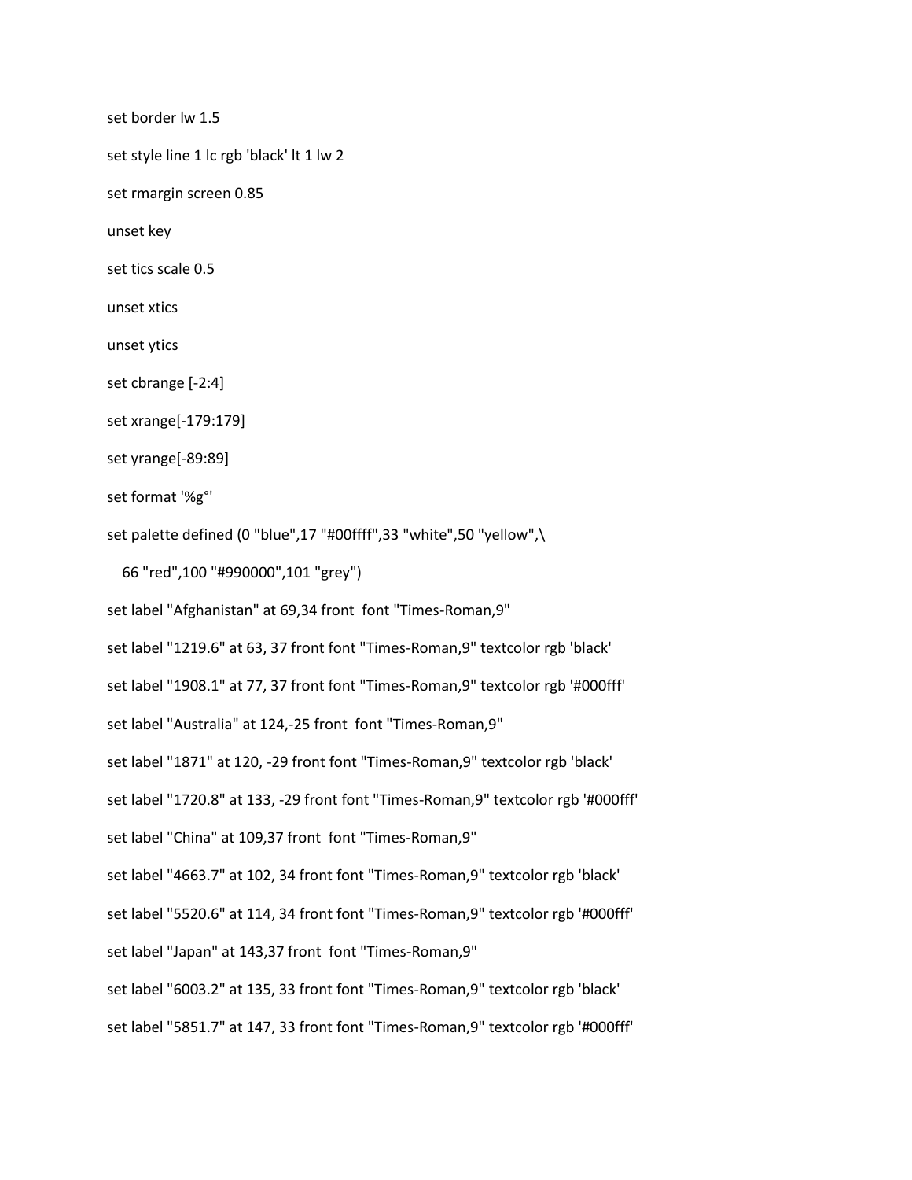```
set border lw 1.5
set style line 1 lc rgb 'black' lt 1 lw 2
set rmargin screen 0.85
unset key
set tics scale 0.5
unset xtics
unset ytics
set cbrange [-2:4]
set xrange[-179:179]
set yrange[-89:89]
set format '%g°'
set palette defined (0 "blue",17 "#00ffff",33 "white",50 "yellow",\
   66 "red",100 "#990000",101 "grey")
set label "Afghanistan" at 69,34 front  font "Times-Roman,9"
set label "1219.6" at 63, 37 front font "Times-Roman,9" textcolor rgb 'black'
set label "1908.1" at 77, 37 front font "Times-Roman,9" textcolor rgb '#000fff'
set label "Australia" at 124,-25 front  font "Times-Roman,9"
set label "1871" at 120, -29 front font "Times-Roman,9" textcolor rgb 'black'
set label "1720.8" at 133, -29 front font "Times-Roman,9" textcolor rgb '#000fff'
set label "China" at 109,37 front  font "Times-Roman,9"
set label "4663.7" at 102, 34 front font "Times-Roman,9" textcolor rgb 'black'
set label "5520.6" at 114, 34 front font "Times-Roman,9" textcolor rgb '#000fff'
set label "Japan" at 143,37 front  font "Times-Roman,9"
set label "6003.2" at 135, 33 front font "Times-Roman,9" textcolor rgb 'black'
set label "5851.7" at 147, 33 front font "Times-Roman,9" textcolor rgb '#000fff'
```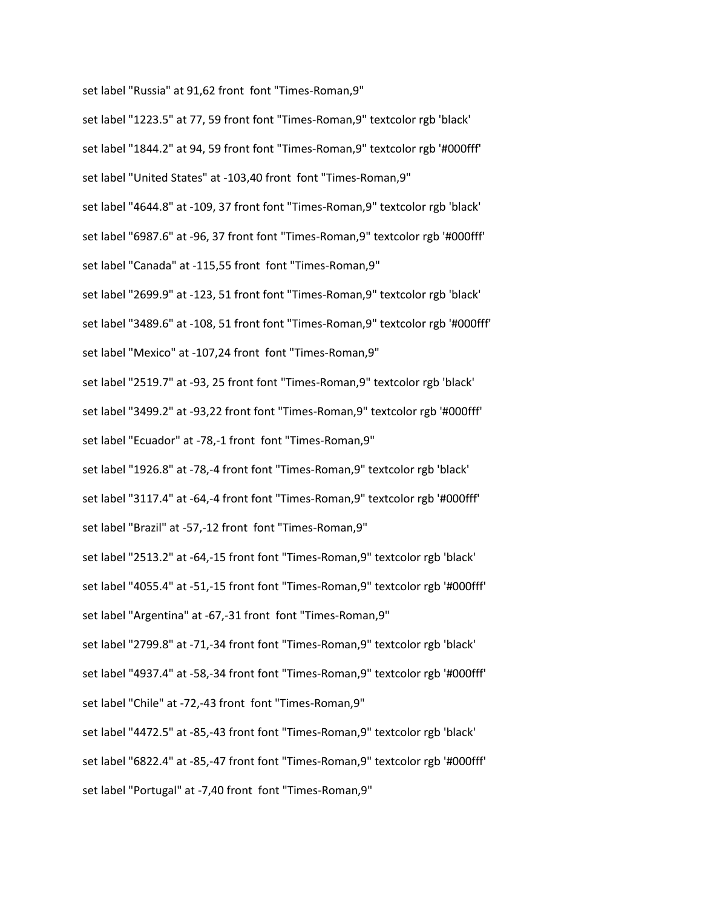```
set label "Russia" at 91,62 front  font "Times-Roman,9"

set label "1223.5" at 77, 59 front font "Times-Roman,9" textcolor rgb 'black'

set label "1844.2" at 94, 59 front font "Times-Roman,9" textcolor rgb '#000fff'

set label "United States" at -103,40 front  font "Times-Roman,9"

set label "4644.8" at -109, 37 front font "Times-Roman,9" textcolor rgb 'black'

set label "6987.6" at -96, 37 front font "Times-Roman,9" textcolor rgb '#000fff'

set label "Canada" at -115,55 front  font "Times-Roman,9"

set label "2699.9" at -123, 51 front font "Times-Roman,9" textcolor rgb 'black'

set label "3489.6" at -108, 51 front font "Times-Roman,9" textcolor rgb '#000fff'

set label "Mexico" at -107,24 front  font "Times-Roman,9"

set label "2519.7" at -93, 25 front font "Times-Roman,9" textcolor rgb 'black'

set label "3499.2" at -93,22 front font "Times-Roman,9" textcolor rgb '#000fff'

set label "Ecuador" at -78,-1 front  font "Times-Roman,9"

set label "1926.8" at -78,-4 front font "Times-Roman,9" textcolor rgb 'black'

set label "3117.4" at -64,-4 front font "Times-Roman,9" textcolor rgb '#000fff'

set label "Brazil" at -57,-12 front  font "Times-Roman,9"

set label "2513.2" at -64,-15 front font "Times-Roman,9" textcolor rgb 'black'

set label "4055.4" at -51,-15 front font "Times-Roman,9" textcolor rgb '#000fff'

set label "Argentina" at -67,-31 front  font "Times-Roman,9"

set label "2799.8" at -71,-34 front font "Times-Roman,9" textcolor rgb 'black'

set label "4937.4" at -58,-34 front font "Times-Roman,9" textcolor rgb '#000fff'

set label "Chile" at -72,-43 front  font "Times-Roman,9"

set label "4472.5" at -85,-43 front font "Times-Roman,9" textcolor rgb 'black'

set label "6822.4" at -85,-47 front font "Times-Roman,9" textcolor rgb '#000fff'

set label "Portugal" at -7,40 front  font "Times-Roman,9"
```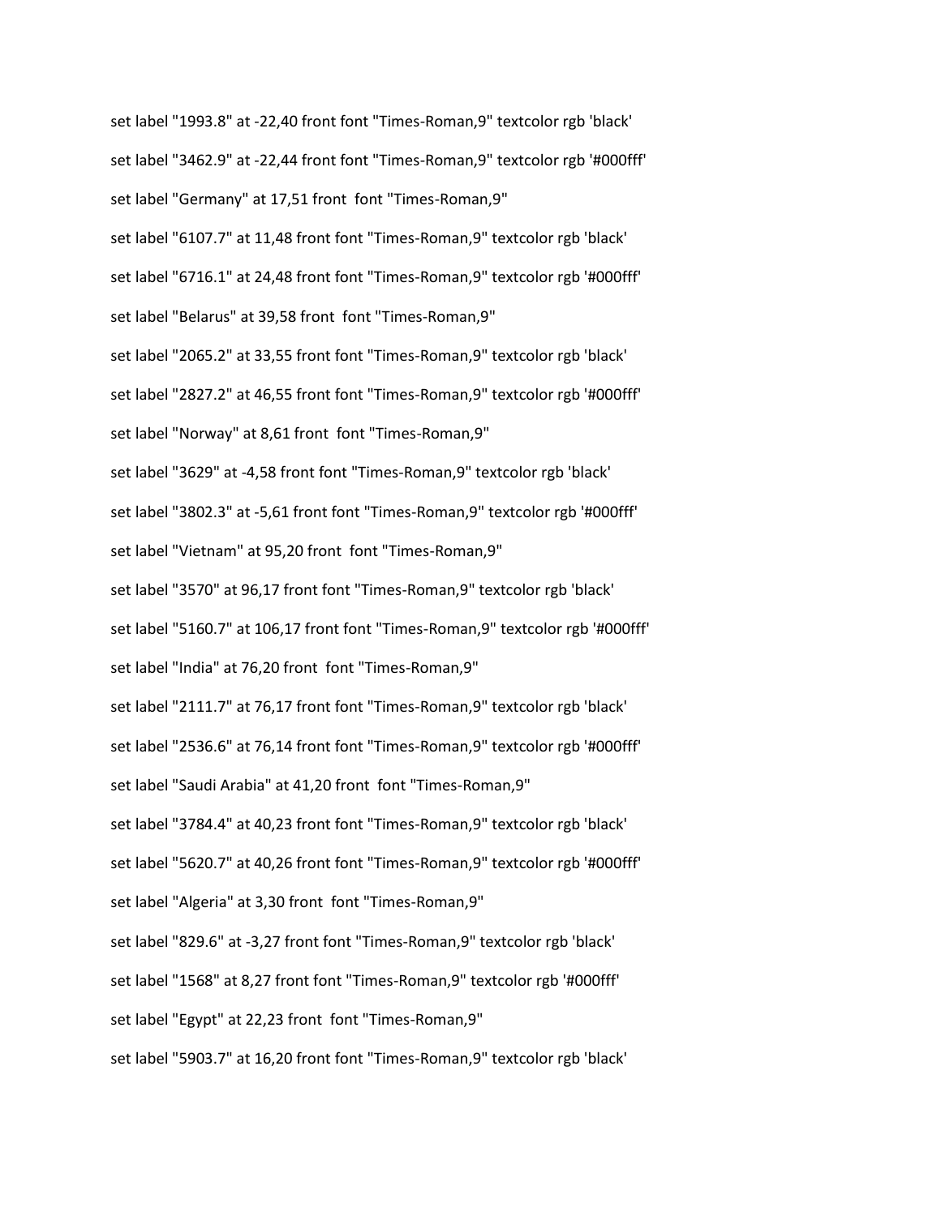```
set label "1993.8" at -22,40 front font "Times-Roman,9" textcolor rgb 'black'
set label "3462.9" at -22,44 front font "Times-Roman,9" textcolor rgb '#000fff'
set label "Germany" at 17,51 front  font "Times-Roman,9"
set label "6107.7" at 11,48 front font "Times-Roman,9" textcolor rgb 'black'
set label "6716.1" at 24,48 front font "Times-Roman,9" textcolor rgb '#000fff'
set label "Belarus" at 39,58 front  font "Times-Roman,9"
set label "2065.2" at 33,55 front font "Times-Roman,9" textcolor rgb 'black'
set label "2827.2" at 46,55 front font "Times-Roman,9" textcolor rgb '#000fff'
set label "Norway" at 8,61 front  font "Times-Roman,9"
set label "3629" at -4,58 front font "Times-Roman,9" textcolor rgb 'black'
set label "3802.3" at -5,61 front font "Times-Roman,9" textcolor rgb '#000fff'
set label "Vietnam" at 95,20 front  font "Times-Roman,9"
set label "3570" at 96,17 front font "Times-Roman,9" textcolor rgb 'black'
set label "5160.7" at 106,17 front font "Times-Roman,9" textcolor rgb '#000fff'
set label "India" at 76,20 front  font "Times-Roman,9"
set label "2111.7" at 76,17 front font "Times-Roman,9" textcolor rgb 'black'
set label "2536.6" at 76,14 front font "Times-Roman,9" textcolor rgb '#000fff'
set label "Saudi Arabia" at 41,20 front  font "Times-Roman,9"
set label "3784.4" at 40,23 front font "Times-Roman,9" textcolor rgb 'black'
set label "5620.7" at 40,26 front font "Times-Roman,9" textcolor rgb '#000fff'
set label "Algeria" at 3,30 front  font "Times-Roman,9"
set label "829.6" at -3,27 front font "Times-Roman,9" textcolor rgb 'black'
set label "1568" at 8,27 front font "Times-Roman,9" textcolor rgb '#000fff'
set label "Egypt" at 22,23 front  font "Times-Roman,9"
set label "5903.7" at 16,20 front font "Times-Roman,9" textcolor rgb 'black'
```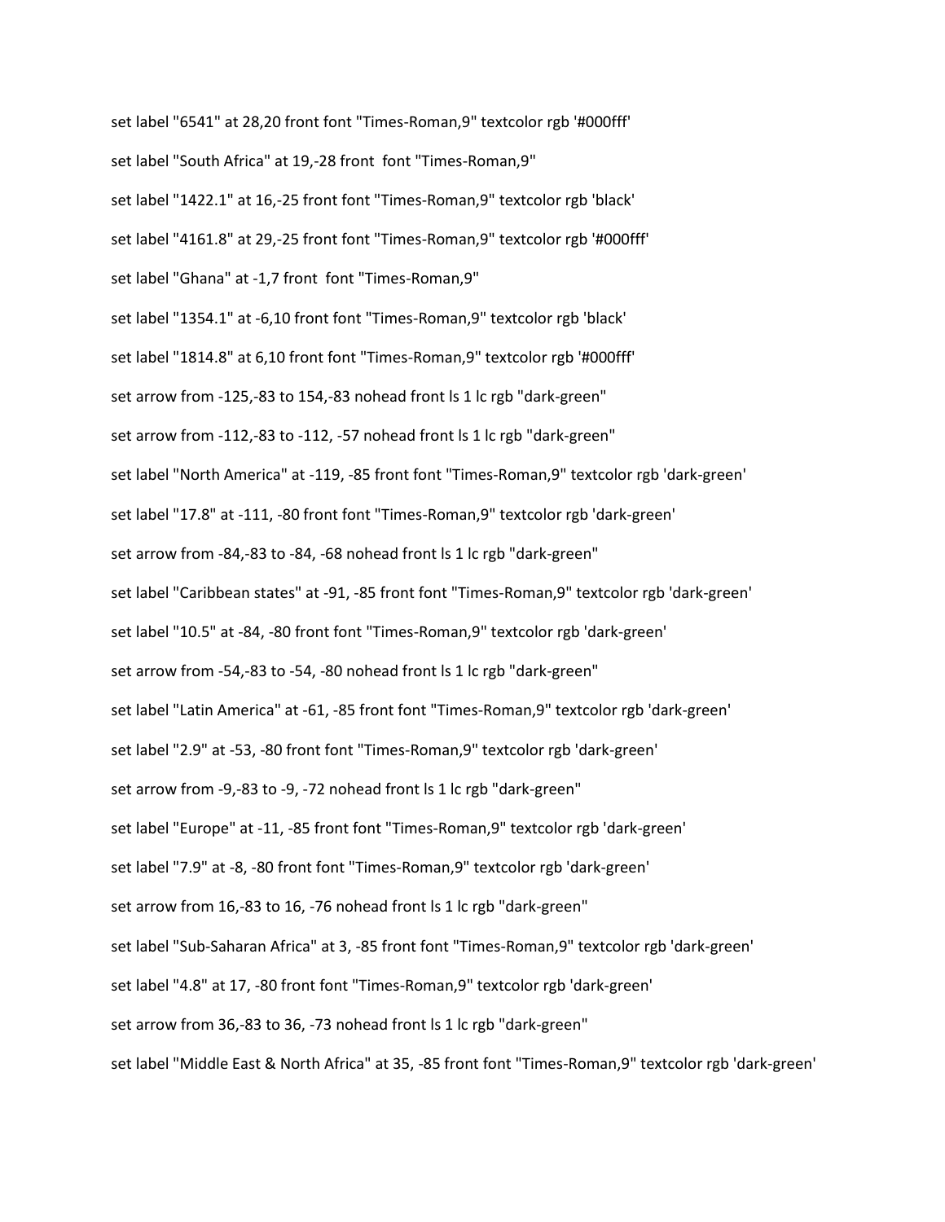```
set label "6541" at 28,20 front font "Times-Roman,9" textcolor rgb '#000fff'
set label "South Africa" at 19,-28 front  font "Times-Roman,9"
set label "1422.1" at 16,-25 front font "Times-Roman,9" textcolor rgb 'black'
set label "4161.8" at 29,-25 front font "Times-Roman,9" textcolor rgb '#000fff'
set label "Ghana" at -1,7 front  font "Times-Roman,9"
set label "1354.1" at -6,10 front font "Times-Roman,9" textcolor rgb 'black'
set label "1814.8" at 6,10 front font "Times-Roman,9" textcolor rgb '#000fff'
set arrow from -125,-83 to 154,-83 nohead front ls 1 lc rgb "dark-green"
set arrow from -112,-83 to -112, -57 nohead front ls 1 lc rgb "dark-green"
set label "North America" at -119, -85 front font "Times-Roman,9" textcolor rgb 'dark-green'
set label "17.8" at -111, -80 front font "Times-Roman,9" textcolor rgb 'dark-green'
set arrow from -84,-83 to -84, -68 nohead front ls 1 lc rgb "dark-green"
set label "Caribbean states" at -91, -85 front font "Times-Roman,9" textcolor rgb 'dark-green'
set label "10.5" at -84, -80 front font "Times-Roman,9" textcolor rgb 'dark-green'
set arrow from -54,-83 to -54, -80 nohead front ls 1 lc rgb "dark-green"
set label "Latin America" at -61, -85 front font "Times-Roman,9" textcolor rgb 'dark-green'
set label "2.9" at -53, -80 front font "Times-Roman,9" textcolor rgb 'dark-green'
set arrow from -9,-83 to -9, -72 nohead front ls 1 lc rgb "dark-green"
set label "Europe" at -11, -85 front font "Times-Roman,9" textcolor rgb 'dark-green'
set label "7.9" at -8, -80 front font "Times-Roman,9" textcolor rgb 'dark-green'
set arrow from 16,-83 to 16, -76 nohead front ls 1 lc rgb "dark-green"
set label "Sub-Saharan Africa" at 3, -85 front font "Times-Roman,9" textcolor rgb 'dark-green'
set label "4.8" at 17, -80 front font "Times-Roman,9" textcolor rgb 'dark-green'
set arrow from 36,-83 to 36, -73 nohead front ls 1 lc rgb "dark-green"
set label "Middle East & North Africa" at 35, -85 front font "Times-Roman,9" textcolor rgb 'dark-green'
```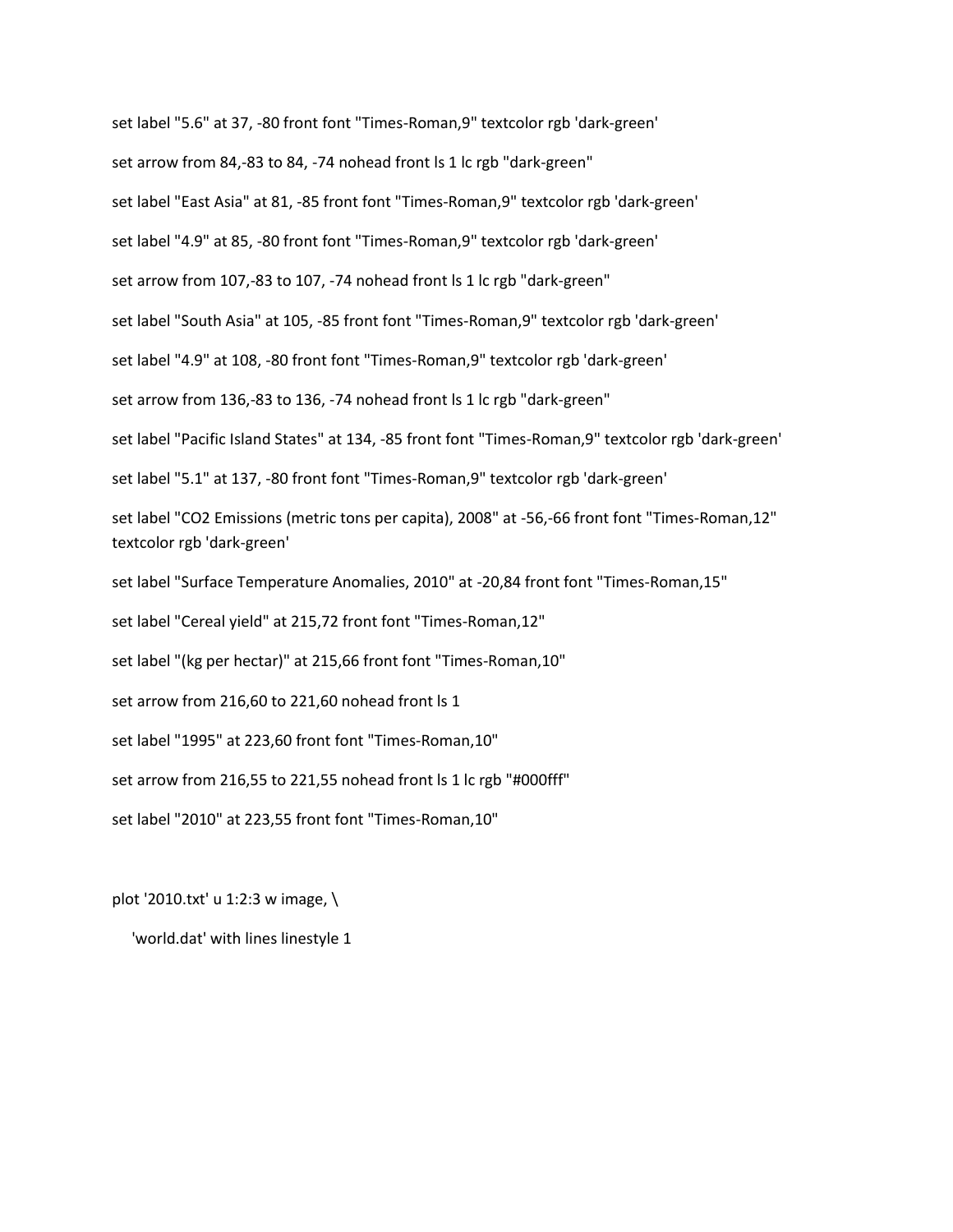```
set label "5.6" at 37, -80 front font "Times-Roman,9" textcolor rgb 'dark-green'

set arrow from 84,-83 to 84, -74 nohead front ls 1 lc rgb "dark-green"

set label "East Asia" at 81, -85 front font "Times-Roman,9" textcolor rgb 'dark-green'

set label "4.9" at 85, -80 front font "Times-Roman,9" textcolor rgb 'dark-green'

set arrow from 107,-83 to 107, -74 nohead front ls 1 lc rgb "dark-green"

set label "South Asia" at 105, -85 front font "Times-Roman,9" textcolor rgb 'dark-green'

set label "4.9" at 108, -80 front font "Times-Roman,9" textcolor rgb 'dark-green'

set arrow from 136,-83 to 136, -74 nohead front ls 1 lc rgb "dark-green"

set label "Pacific Island States" at 134, -85 front font "Times-Roman,9" textcolor rgb 'dark-green'

set label "5.1" at 137, -80 front font "Times-Roman,9" textcolor rgb 'dark-green'

set label "CO2 Emissions (metric tons per capita), 2008" at -56,-66 front font "Times-Roman,12" textcolor rgb 'dark-green'

set label "Surface Temperature Anomalies, 2010" at -20,84 front font "Times-Roman,15"

set label "Cereal yield" at 215,72 front font "Times-Roman,12"

set label "(kg per hectar)" at 215,66 front font "Times-Roman,10"

set arrow from 216,60 to 221,60 nohead front ls 1

set label "1995" at 223,60 front font "Times-Roman,10"

set arrow from 216,55 to 221,55 nohead front ls 1 lc rgb "#000fff"

set label "2010" at 223,55 front font "Times-Roman,10"


plot '2010.txt' u 1:2:3 w image, \

    'world.dat' with lines linestyle 1
```